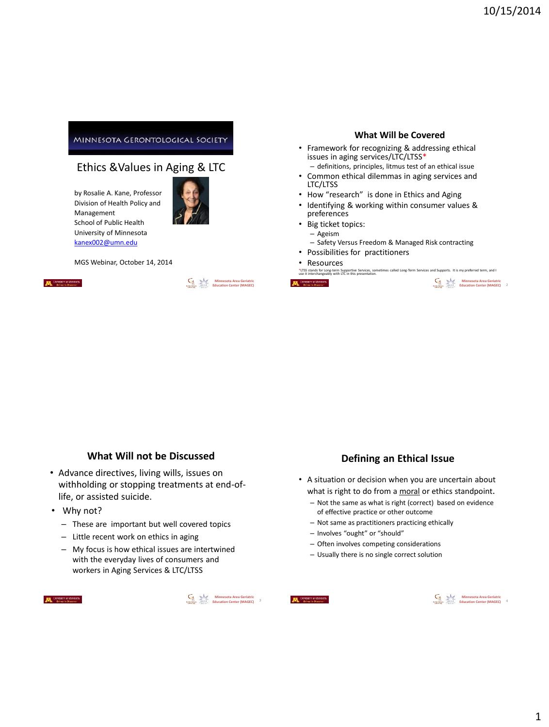# Ethics &Values in Aging & LTC

MINNESOTA GERONTOLOGICAL SOCIETY

by Rosalie A. Kane, Professor
Division of Health Policy and Management
School of Public Health
University of Minnesota
kanex002@umn.edu

MGS Webinar, October 14, 2014

## What Will be Covered

- Framework for recognizing & addressing ethical issues in aging services/LTC/LTSS*
  - definitions, principles, litmus test of an ethical issue
- Common ethical dilemmas in aging services and LTC/LTSS
- How "research" is done in Ethics and Aging
- Identifying & working within consumer values & preferences
- Big ticket topics:
  - Ageism
  - Safety Versus Freedom & Managed Risk contracting
- Possibilities for practitioners
- Resources

*LTSS stands for Long-term Supportive Services, sometimes called Long-Term Services and Supports. It is my preferred term, and I use it interchangeably with LTC in this presentation.

## What Will not be Discussed

- Advance directives, living wills, issues on withholding or stopping treatments at end-of-life, or assisted suicide.
- Why not?
  - These are important but well covered topics
  - Little recent work on ethics in aging
  - My focus is how ethical issues are intertwined with the everyday lives of consumers and workers in Aging Services & LTC/LTSS

## Defining an Ethical Issue

- A situation or decision when you are uncertain about what is right to do from a moral or ethics standpoint.
  - Not the same as what is right (correct) based on evidence of effective practice or other outcome
  - Not same as practitioners practicing ethically
  - Involves "ought" or "should"
  - Often involves competing considerations
  - Usually there is no single correct solution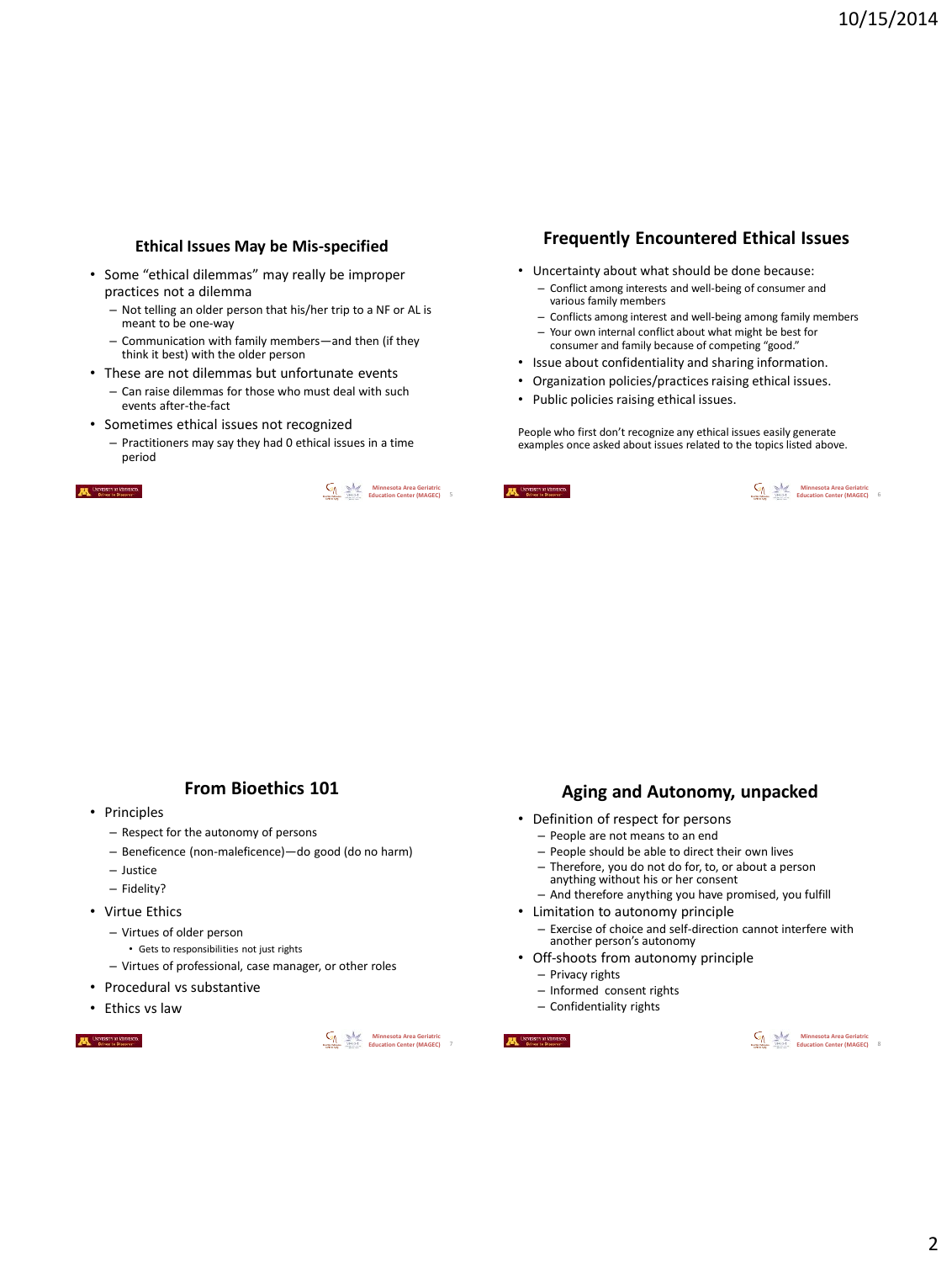## Ethical Issues May be Mis-specified

- Some "ethical dilemmas" may really be improper practices not a dilemma
  - Not telling an older person that his/her trip to a NF or AL is meant to be one-way
  - Communication with family members—and then (if they think it best) with the older person
- These are not dilemmas but unfortunate events
  - Can raise dilemmas for those who must deal with such events after-the-fact
- Sometimes ethical issues not recognized
  - Practitioners may say they had 0 ethical issues in a time period

## Frequently Encountered Ethical Issues

- Uncertainty about what should be done because:
  - Conflict among interests and well-being of consumer and various family members
  - Conflicts among interest and well-being among family members
  - Your own internal conflict about what might be best for consumer and family because of competing "good."
- Issue about confidentiality and sharing information.
- Organization policies/practices raising ethical issues.
- Public policies raising ethical issues.

People who first don't recognize any ethical issues easily generate examples once asked about issues related to the topics listed above.

## From Bioethics 101

- Principles
  - Respect for the autonomy of persons
  - Beneficence (non-maleficence)—do good (do no harm)
  - Justice
  - Fidelity?
- Virtue Ethics
  - Virtues of older person
    - Gets to responsibilities not just rights
  - Virtues of professional, case manager, or other roles
- Procedural vs substantive
- Ethics vs law

## Aging and Autonomy, unpacked

- Definition of respect for persons
  - People are not means to an end
  - People should be able to direct their own lives
  - Therefore, you do not do for, to, or about a person anything without his or her consent
  - And therefore anything you have promised, you fulfill
- Limitation to autonomy principle
  - Exercise of choice and self-direction cannot interfere with another person's autonomy
- Off-shoots from autonomy principle
  - Privacy rights
  - Informed consent rights
  - Confidentiality rights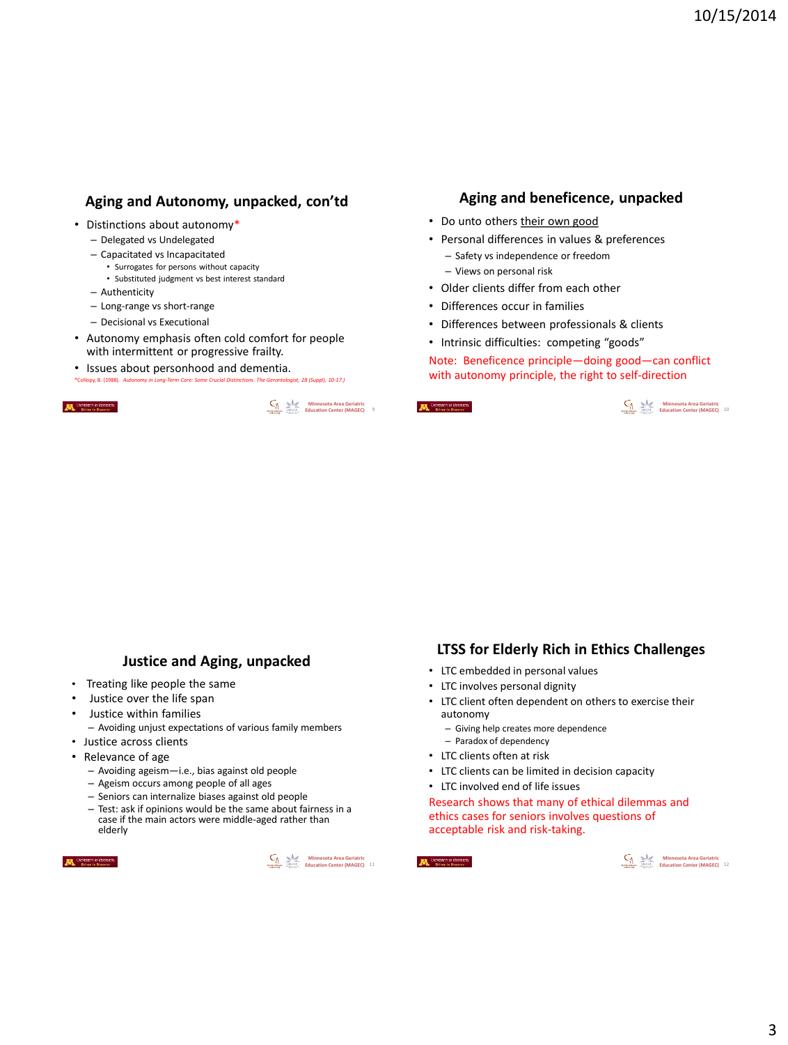## Aging and Autonomy, unpacked, con'td

- Distinctions about autonomy*
  - Delegated vs Undelegated
  - Capacitated vs Incapacitated
    - Surrogates for persons without capacity
    - Substituted judgment vs best interest standard
  - Authenticity
  - Long-range vs short-range
  - Decisional vs Executional
- Autonomy emphasis often cold comfort for people with intermittent or progressive frailty.
- Issues about personhood and dementia.

*Collopy, B. (1988). *Autonomy in Long-Term Care: Some Crucial Distinctions. The Gerontologist, 28 (Suppl), 10-17.)*

## Aging and beneficence, unpacked

- Do unto others <u>their own good</u>
- Personal differences in values & preferences
  - Safety vs independence or freedom
  - Views on personal risk
- Older clients differ from each other
- Differences occur in families
- Differences between professionals & clients
- Intrinsic difficulties: competing "goods"

Note: Beneficence principle—doing good—can conflict with autonomy principle, the right to self-direction

## Justice and Aging, unpacked

- Treating like people the same
- Justice over the life span
- Justice within families
  - Avoiding unjust expectations of various family members
- Justice across clients
- Relevance of age
  - Avoiding ageism—i.e., bias against old people
  - Ageism occurs among people of all ages
  - Seniors can internalize biases against old people
  - Test: ask if opinions would be the same about fairness in a case if the main actors were middle-aged rather than elderly

## LTSS for Elderly Rich in Ethics Challenges

- LTC embedded in personal values
- LTC involves personal dignity
- LTC client often dependent on others to exercise their autonomy
  - Giving help creates more dependence
  - Paradox of dependency
- LTC clients often at risk
- LTC clients can be limited in decision capacity
- LTC involved end of life issues

Research shows that many of ethical dilemmas and ethics cases for seniors involves questions of acceptable risk and risk-taking.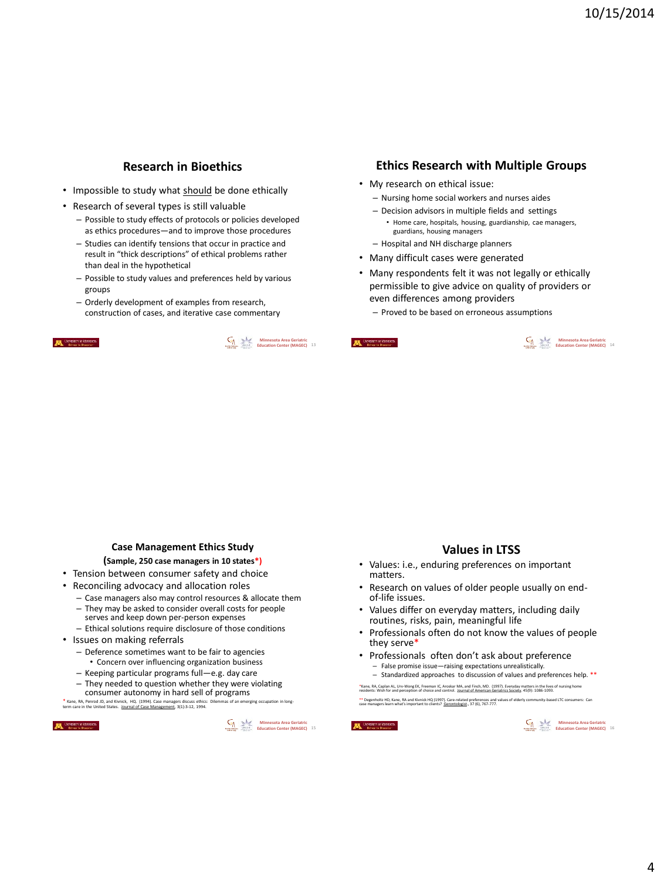## Research in Bioethics

- Impossible to study what should be done ethically
- Research of several types is still valuable
  - Possible to study effects of protocols or policies developed as ethics procedures—and to improve those procedures
  - Studies can identify tensions that occur in practice and result in "thick descriptions" of ethical problems rather than deal in the hypothetical
  - Possible to study values and preferences held by various groups
  - Orderly development of examples from research, construction of cases, and iterative case commentary

## Ethics Research with Multiple Groups

- My research on ethical issue:
  - Nursing home social workers and nurses aides
  - Decision advisors in multiple fields and settings
    - Home care, hospitals, housing, guardianship, cae managers, guardians, housing managers
  - Hospital and NH discharge planners
- Many difficult cases were generated
- Many respondents felt it was not legally or ethically permissible to give advice on quality of providers or even differences among providers
  - Proved to be based on erroneous assumptions

## Case Management Ethics Study

**(Sample, 250 case managers in 10 states*)**

- Tension between consumer safety and choice
- Reconciling advocacy and allocation roles
  - Case managers also may control resources & allocate them
  - They may be asked to consider overall costs for people serves and keep down per-person expenses
  - Ethical solutions require disclosure of those conditions
- Issues on making referrals
  - Deference sometimes want to be fair to agencies
    - Concern over influencing organization business
  - Keeping particular programs full—e.g. day care
  - They needed to question whether they were violating consumer autonomy in hard sell of programs

* Kane, RA, Penrod JD, and Kivnick, HQ. (1994). Case managers discuss ethics: Dilemmas of an emerging occupation in long-term care in the United States. Journal of Case Management, 3(1):3-12, 1994.

## Values in LTSS

- Values: i.e., enduring preferences on important matters.
- Research on values of older people usually on end-of-life issues.
- Values differ on everyday matters, including daily routines, risks, pain, meaningful life
- Professionals often do not know the values of people they serve*
- Professionals often don't ask about preference
  - False promise issue—raising expectations unrealistically.
  - Standardized approaches to discussion of values and preferences help. **

*Kane, RA, Caplan AL, Urv-Wong EK, Freeman IC, Aroskar MA, and Finch, MD. (1997). Everyday matters in the lives of nursing home residents: Wish for and perception of choice and control. Journal of American Geriatrics Society, 45(9): 1086-1093.

** Degenholtz HD, Kane, RA and Kivnick HQ (1997). Care-related preferences and values of elderly community-based LTC consumers: Can case managers learn what's important to clients? Gerontologist, 37 (6), 767-777.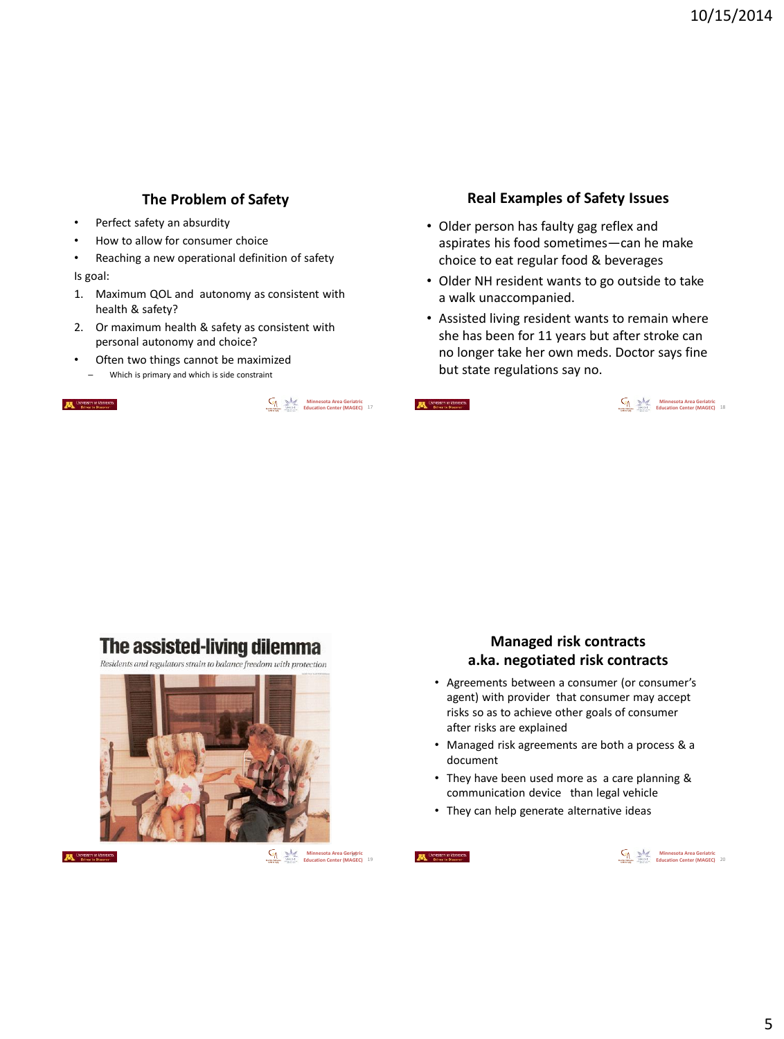## The Problem of Safety

- Perfect safety an absurdity
- How to allow for consumer choice
- Reaching a new operational definition of safety

Is goal:

1. Maximum QOL and autonomy as consistent with health & safety?
2. Or maximum health & safety as consistent with personal autonomy and choice?

- Often two things cannot be maximized
  - Which is primary and which is side constraint

## Real Examples of Safety Issues

- Older person has faulty gag reflex and aspirates his food sometimes—can he make choice to eat regular food & beverages
- Older NH resident wants to go outside to take a walk unaccompanied.
- Assisted living resident wants to remain where she has been for 11 years but after stroke can no longer take her own meds. Doctor says fine but state regulations say no.

## The assisted-living dilemma

*Residents and regulators strain to balance freedom with protection*

## Managed risk contracts a.ka. negotiated risk contracts

- Agreements between a consumer (or consumer's agent) with provider that consumer may accept risks so as to achieve other goals of consumer after risks are explained
- Managed risk agreements are both a process & a document
- They have been used more as a care planning & communication device than legal vehicle
- They can help generate alternative ideas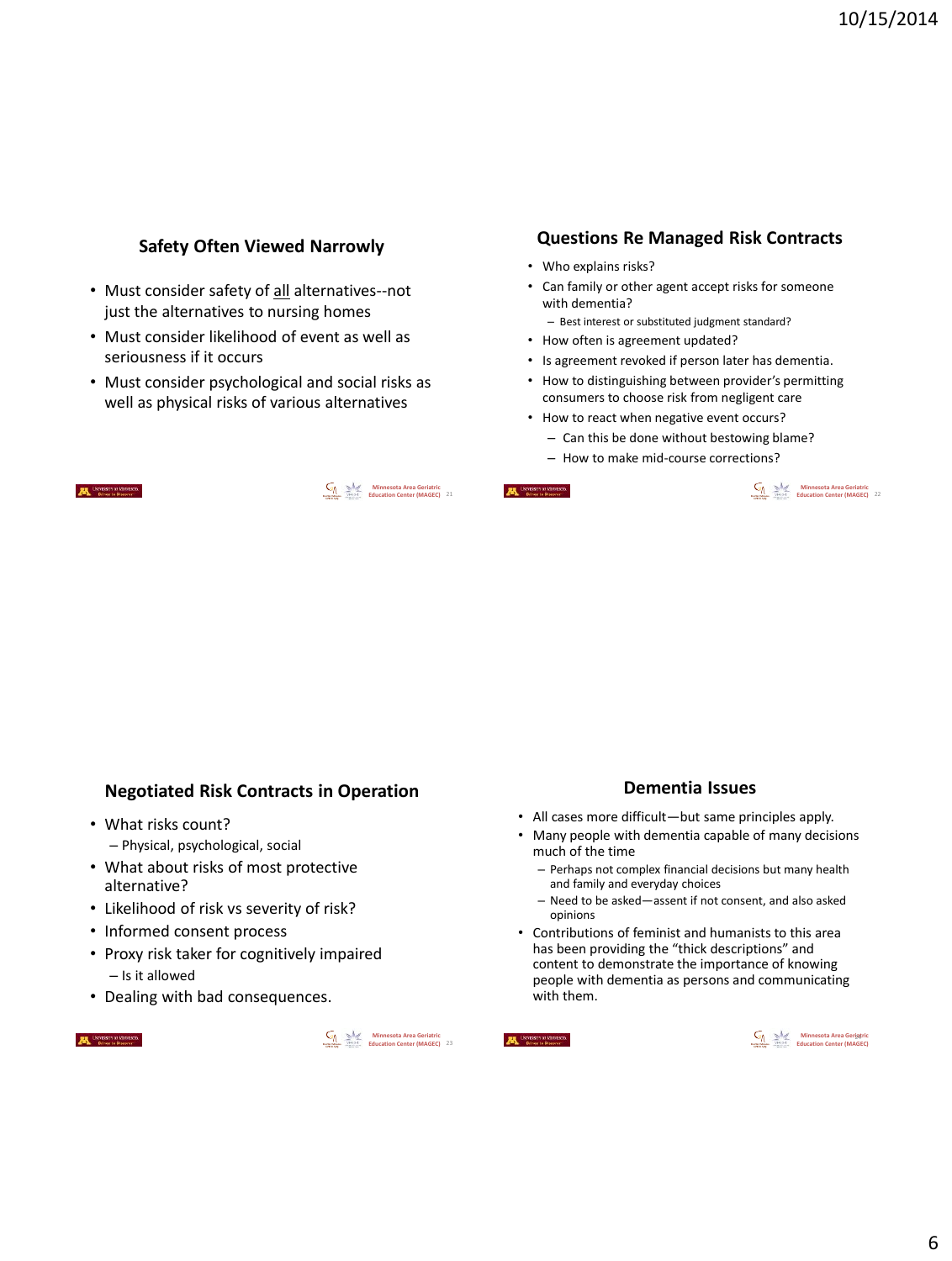## Safety Often Viewed Narrowly

- Must consider safety of all alternatives--not just the alternatives to nursing homes
- Must consider likelihood of event as well as seriousness if it occurs
- Must consider psychological and social risks as well as physical risks of various alternatives

## Questions Re Managed Risk Contracts

- Who explains risks?
- Can family or other agent accept risks for someone with dementia?
  - Best interest or substituted judgment standard?
- How often is agreement updated?
- Is agreement revoked if person later has dementia.
- How to distinguishing between provider's permitting consumers to choose risk from negligent care
- How to react when negative event occurs?
  - Can this be done without bestowing blame?
  - How to make mid-course corrections?

## Negotiated Risk Contracts in Operation

- What risks count?
  - Physical, psychological, social
- What about risks of most protective alternative?
- Likelihood of risk vs severity of risk?
- Informed consent process
- Proxy risk taker for cognitively impaired
  - Is it allowed
- Dealing with bad consequences.

## Dementia Issues

- All cases more difficult—but same principles apply.
- Many people with dementia capable of many decisions much of the time
  - Perhaps not complex financial decisions but many health and family and everyday choices
  - Need to be asked—assent if not consent, and also asked opinions
- Contributions of feminist and humanists to this area has been providing the "thick descriptions" and content to demonstrate the importance of knowing people with dementia as persons and communicating with them.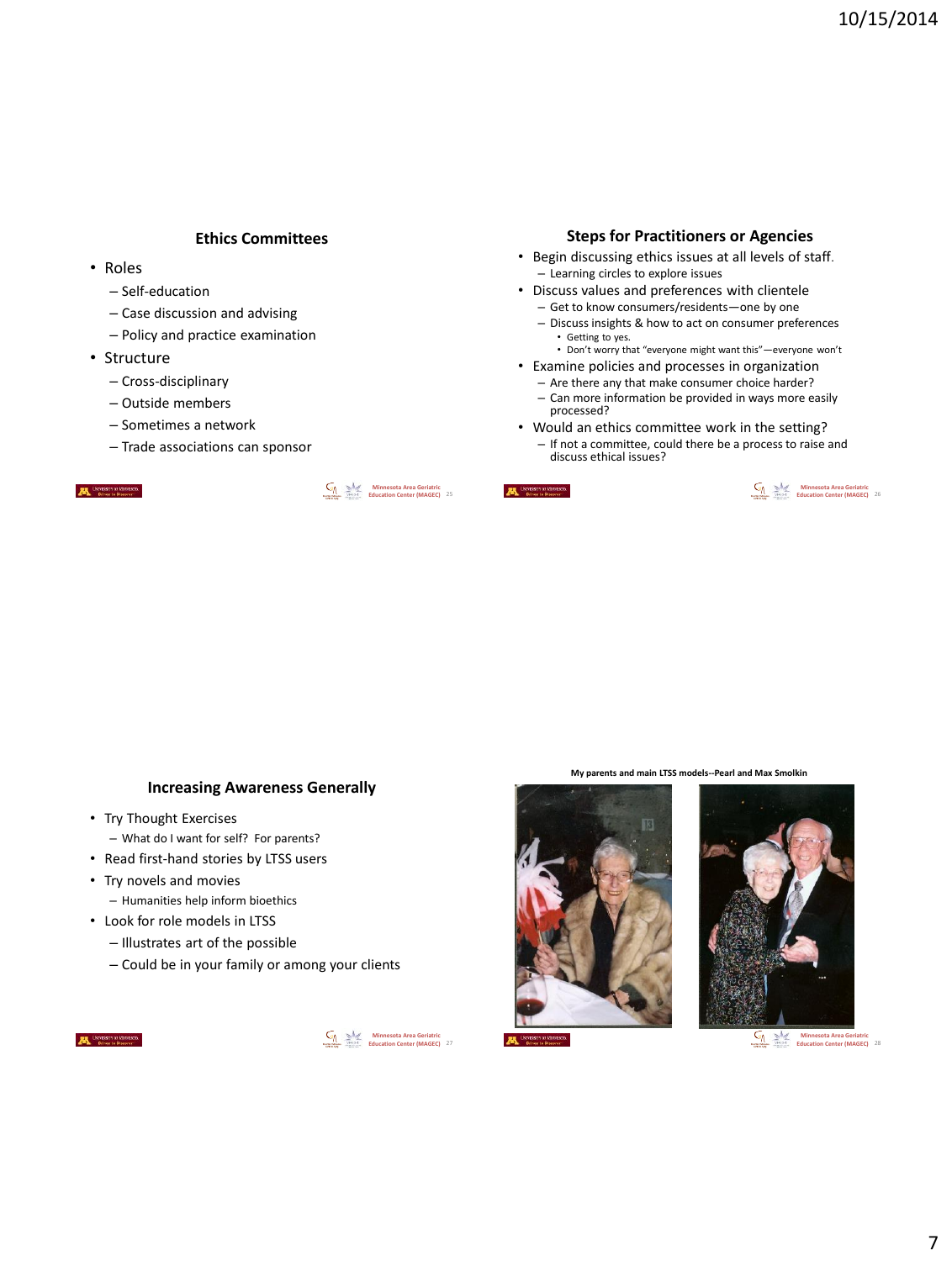## Ethics Committees

- Roles
  - Self-education
  - Case discussion and advising
  - Policy and practice examination
- Structure
  - Cross-disciplinary
  - Outside members
  - Sometimes a network
  - Trade associations can sponsor

## Steps for Practitioners or Agencies

- Begin discussing ethics issues at all levels of staff.
  - Learning circles to explore issues
- Discuss values and preferences with clientele
  - Get to know consumers/residents—one by one
  - Discuss insights & how to act on consumer preferences
    - Getting to yes.
    - Don't worry that "everyone might want this"—everyone won't
- Examine policies and processes in organization
  - Are there any that make consumer choice harder?
  - Can more information be provided in ways more easily processed?
- Would an ethics committee work in the setting?
  - If not a committee, could there be a process to raise and discuss ethical issues?

## Increasing Awareness Generally

- Try Thought Exercises
  - What do I want for self? For parents?
- Read first-hand stories by LTSS users
- Try novels and movies
  - Humanities help inform bioethics
- Look for role models in LTSS
  - Illustrates art of the possible
  - Could be in your family or among your clients

**My parents and main LTSS models--Pearl and Max Smolkin**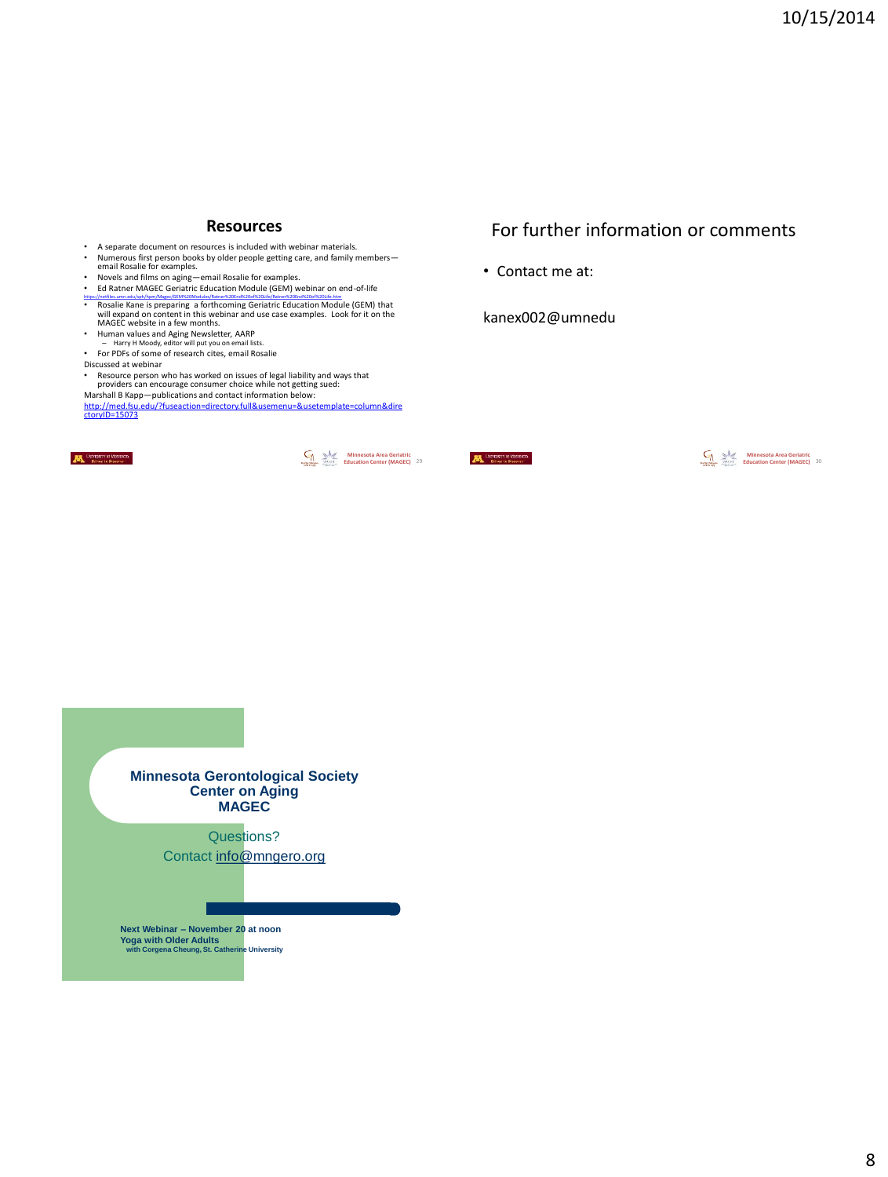## Resources

- A separate document on resources is included with webinar materials.
- Numerous first person books by older people getting care, and family members—email Rosalie for examples.
- Novels and films on aging—email Rosalie for examples.
- Ed Ratner MAGEC Geriatric Education Module (GEM) webinar on end-of-life
  https://netfiles.umn.edu/sph/hpm/Magec/GEM%20Modules/Ratner%20End%20of%20Life/Ratner%20End%20of%20Life.htm
- Rosalie Kane is preparing a forthcoming Geriatric Education Module (GEM) that will expand on content in this webinar and use case examples. Look for it on the MAGEC website in a few months.
- Human values and Aging Newsletter, AARP
  - Harry H Moody, editor will put you on email lists.
- For PDFs of some of research cites, email Rosalie

Discussed at webinar

- Resource person who has worked on issues of legal liability and ways that providers can encourage consumer choice while not getting sued:

Marshall B Kapp—publications and contact information below:
http://med.fsu.edu/?fuseaction=directory.full&usemenu=&usetemplate=column&directoryID=15073

## For further information or comments

- Contact me at:

kanex002@umnedu

**Minnesota Gerontological Society**
**Center on Aging**
**MAGEC**

Questions?
Contact info@mngero.org

**Next Webinar – November 20 at noon**
**Yoga with Older Adults**
**with Corgena Cheung, St. Catherine University**